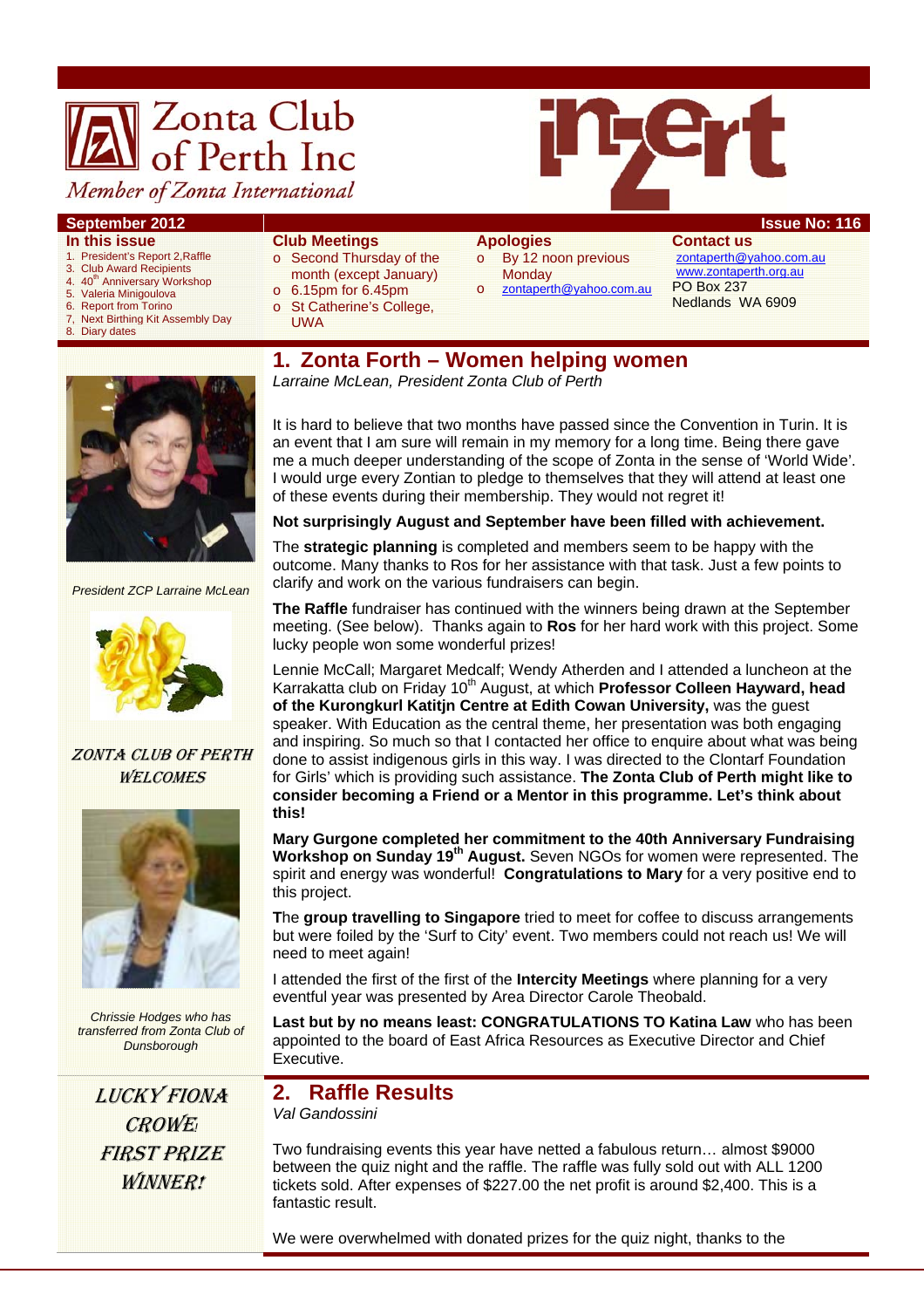# Zonta Club of Perth Inc

*Member of Zonta International*

inZert

**September 2012** — **Issue No: 116**

**In this issue**

1. President's Report 2,Raffle
3. Club Award Recipients
4. 40th Anniversary Workshop
5. Valeria Minigoulova
6. Report from Torino
7. Next Birthing Kit Assembly Day
8. Diary dates

**Club Meetings**

- Second Thursday of the month (except January)
- 6.15pm for 6.45pm
- St Catherine's College, UWA

**Apologies**

- By 12 noon previous Monday
- zontaperth@yahoo.com.au

**Contact us**

zontaperth@yahoo.com.au
www.zontaperth.org.au
PO Box 237
Nedlands WA 6909

*President ZCP Larraine McLean*

ZONTA CLUB OF PERTH WELCOMES

*Chrissie Hodges who has transferred from Zonta Club of Dunsborough*

LUCKY FIONA CROWE! FIRST PRIZE WINNER!

## 1. Zonta Forth – Women helping women

*Larraine McLean, President Zonta Club of Perth*

It is hard to believe that two months have passed since the Convention in Turin. It is an event that I am sure will remain in my memory for a long time. Being there gave me a much deeper understanding of the scope of Zonta in the sense of 'World Wide'. I would urge every Zontian to pledge to themselves that they will attend at least one of these events during their membership. They would not regret it!

**Not surprisingly August and September have been filled with achievement.**

The **strategic planning** is completed and members seem to be happy with the outcome. Many thanks to Ros for her assistance with that task. Just a few points to clarify and work on the various fundraisers can begin.

**The Raffle** fundraiser has continued with the winners being drawn at the September meeting. (See below). Thanks again to **Ros** for her hard work with this project. Some lucky people won some wonderful prizes!

Lennie McCall; Margaret Medcalf; Wendy Atherden and I attended a luncheon at the Karrakatta club on Friday 10th August, at which **Professor Colleen Hayward, head of the Kurongkurl Katitjn Centre at Edith Cowan University,** was the guest speaker. With Education as the central theme, her presentation was both engaging and inspiring. So much so that I contacted her office to enquire about what was being done to assist indigenous girls in this way. I was directed to the Clontarf Foundation for Girls' which is providing such assistance. **The Zonta Club of Perth might like to consider becoming a Friend or a Mentor in this programme. Let's think about this!**

**Mary Gurgone completed her commitment to the 40th Anniversary Fundraising Workshop on Sunday 19th August.** Seven NGOs for women were represented. The spirit and energy was wonderful! **Congratulations to Mary** for a very positive end to this project.

**T**he **group travelling to Singapore** tried to meet for coffee to discuss arrangements but were foiled by the 'Surf to City' event. Two members could not reach us! We will need to meet again!

I attended the first of the first of the **Intercity Meetings** where planning for a very eventful year was presented by Area Director Carole Theobald.

**Last but by no means least: CONGRATULATIONS TO Katina Law** who has been appointed to the board of East Africa Resources as Executive Director and Chief Executive.

## 2. Raffle Results

*Val Gandossini*

Two fundraising events this year have netted a fabulous return… almost $9000 between the quiz night and the raffle. The raffle was fully sold out with ALL 1200 tickets sold. After expenses of $227.00 the net profit is around $2,400. This is a fantastic result.

We were overwhelmed with donated prizes for the quiz night, thanks to the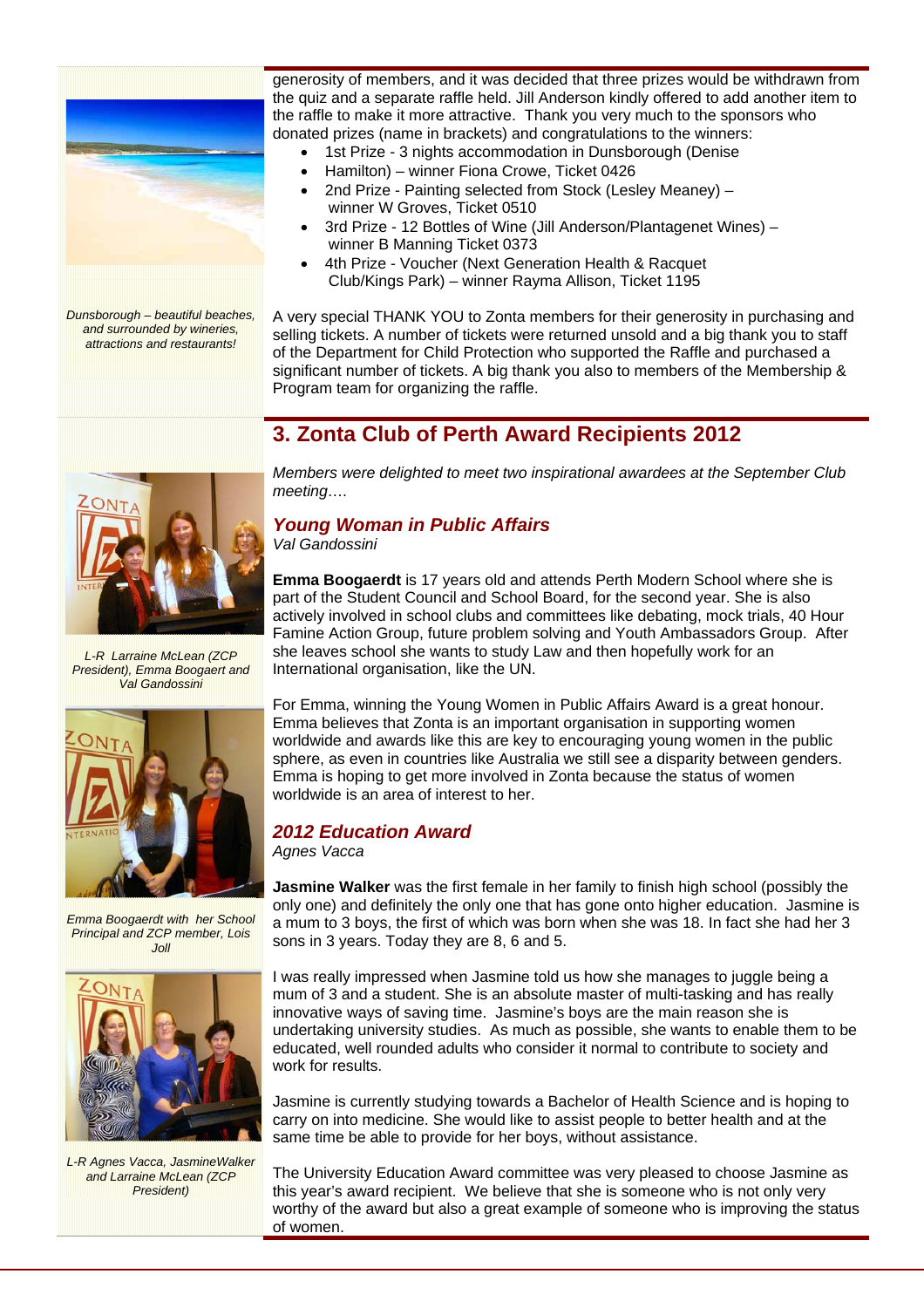generosity of members, and it was decided that three prizes would be withdrawn from the quiz and a separate raffle held. Jill Anderson kindly offered to add another item to the raffle to make it more attractive. Thank you very much to the sponsors who donated prizes (name in brackets) and congratulations to the winners:

- 1st Prize - 3 nights accommodation in Dunsborough (Denise Hamilton) – winner Fiona Crowe, Ticket 0426
- 2nd Prize - Painting selected from Stock (Lesley Meaney) – winner W Groves, Ticket 0510
- 3rd Prize - 12 Bottles of Wine (Jill Anderson/Plantagenet Wines) – winner B Manning Ticket 0373
- 4th Prize - Voucher (Next Generation Health & Racquet Club/Kings Park) – winner Rayma Allison, Ticket 1195

*Dunsborough – beautiful beaches, and surrounded by wineries, attractions and restaurants!*

A very special THANK YOU to Zonta members for their generosity in purchasing and selling tickets. A number of tickets were returned unsold and a big thank you to staff of the Department for Child Protection who supported the Raffle and purchased a significant number of tickets. A big thank you also to members of the Membership & Program team for organizing the raffle.

## 3. Zonta Club of Perth Award Recipients 2012

*Members were delighted to meet two inspirational awardees at the September Club meeting….*

### *Young Woman in Public Affairs*

*Val Gandossini*

*L-R Larraine McLean (ZCP President), Emma Boogaert and Val Gandossini*

**Emma Boogaerdt** is 17 years old and attends Perth Modern School where she is part of the Student Council and School Board, for the second year. She is also actively involved in school clubs and committees like debating, mock trials, 40 Hour Famine Action Group, future problem solving and Youth Ambassadors Group. After she leaves school she wants to study Law and then hopefully work for an International organisation, like the UN.

For Emma, winning the Young Women in Public Affairs Award is a great honour. Emma believes that Zonta is an important organisation in supporting women worldwide and awards like this are key to encouraging young women in the public sphere, as even in countries like Australia we still see a disparity between genders. Emma is hoping to get more involved in Zonta because the status of women worldwide is an area of interest to her.

*Emma Boogaerdt with her School Principal and ZCP member, Lois Joll*

### *2012 Education Award*

*Agnes Vacca*

**Jasmine Walker** was the first female in her family to finish high school (possibly the only one) and definitely the only one that has gone onto higher education. Jasmine is a mum to 3 boys, the first of which was born when she was 18. In fact she had her 3 sons in 3 years. Today they are 8, 6 and 5.

I was really impressed when Jasmine told us how she manages to juggle being a mum of 3 and a student. She is an absolute master of multi-tasking and has really innovative ways of saving time. Jasmine's boys are the main reason she is undertaking university studies. As much as possible, she wants to enable them to be educated, well rounded adults who consider it normal to contribute to society and work for results.

*L-R Agnes Vacca, JasmineWalker and Larraine McLean (ZCP President)*

Jasmine is currently studying towards a Bachelor of Health Science and is hoping to carry on into medicine. She would like to assist people to better health and at the same time be able to provide for her boys, without assistance.

The University Education Award committee was very pleased to choose Jasmine as this year's award recipient. We believe that she is someone who is not only very worthy of the award but also a great example of someone who is improving the status of women.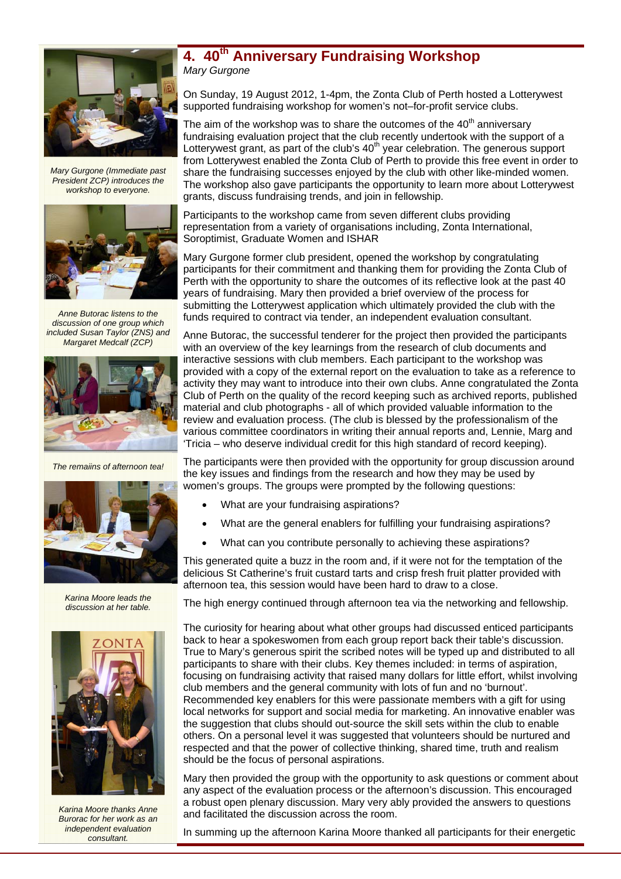## 4. 40th Anniversary Fundraising Workshop

*Mary Gurgone*

On Sunday, 19 August 2012, 1-4pm, the Zonta Club of Perth hosted a Lotterywest supported fundraising workshop for women's not–for-profit service clubs.

The aim of the workshop was to share the outcomes of the 40th anniversary fundraising evaluation project that the club recently undertook with the support of a Lotterywest grant, as part of the club's 40th year celebration. The generous support from Lotterywest enabled the Zonta Club of Perth to provide this free event in order to share the fundraising successes enjoyed by the club with other like-minded women. The workshop also gave participants the opportunity to learn more about Lotterywest grants, discuss fundraising trends, and join in fellowship.

Participants to the workshop came from seven different clubs providing representation from a variety of organisations including, Zonta International, Soroptimist, Graduate Women and ISHAR

Mary Gurgone former club president, opened the workshop by congratulating participants for their commitment and thanking them for providing the Zonta Club of Perth with the opportunity to share the outcomes of its reflective look at the past 40 years of fundraising. Mary then provided a brief overview of the process for submitting the Lotterywest application which ultimately provided the club with the funds required to contract via tender, an independent evaluation consultant.

Anne Butorac, the successful tenderer for the project then provided the participants with an overview of the key learnings from the research of club documents and interactive sessions with club members. Each participant to the workshop was provided with a copy of the external report on the evaluation to take as a reference to activity they may want to introduce into their own clubs. Anne congratulated the Zonta Club of Perth on the quality of the record keeping such as archived reports, published material and club photographs - all of which provided valuable information to the review and evaluation process. (The club is blessed by the professionalism of the various committee coordinators in writing their annual reports and, Lennie, Marg and 'Tricia – who deserve individual credit for this high standard of record keeping).

The participants were then provided with the opportunity for group discussion around the key issues and findings from the research and how they may be used by women's groups. The groups were prompted by the following questions:

- What are your fundraising aspirations?
- What are the general enablers for fulfilling your fundraising aspirations?
- What can you contribute personally to achieving these aspirations?

This generated quite a buzz in the room and, if it were not for the temptation of the delicious St Catherine's fruit custard tarts and crisp fresh fruit platter provided with afternoon tea, this session would have been hard to draw to a close.

The high energy continued through afternoon tea via the networking and fellowship.

The curiosity for hearing about what other groups had discussed enticed participants back to hear a spokeswomen from each group report back their table's discussion. True to Mary's generous spirit the scribed notes will be typed up and distributed to all participants to share with their clubs. Key themes included: in terms of aspiration, focusing on fundraising activity that raised many dollars for little effort, whilst involving club members and the general community with lots of fun and no 'burnout'. Recommended key enablers for this were passionate members with a gift for using local networks for support and social media for marketing. An innovative enabler was the suggestion that clubs should out-source the skill sets within the club to enable others. On a personal level it was suggested that volunteers should be nurtured and respected and that the power of collective thinking, shared time, truth and realism should be the focus of personal aspirations.

Mary then provided the group with the opportunity to ask questions or comment about any aspect of the evaluation process or the afternoon's discussion. This encouraged a robust open plenary discussion. Mary very ably provided the answers to questions and facilitated the discussion across the room.

In summing up the afternoon Karina Moore thanked all participants for their energetic

*Mary Gurgone (Immediate past President ZCP) introduces the workshop to everyone.*

*Anne Butorac listens to the discussion of one group which included Susan Taylor (ZNS) and Margaret Medcalf (ZCP)*

*The remaiins of afternoon tea!*

*Karina Moore leads the discussion at her table.*

*Karina Moore thanks Anne Burorac for her work as an independent evaluation consultant.*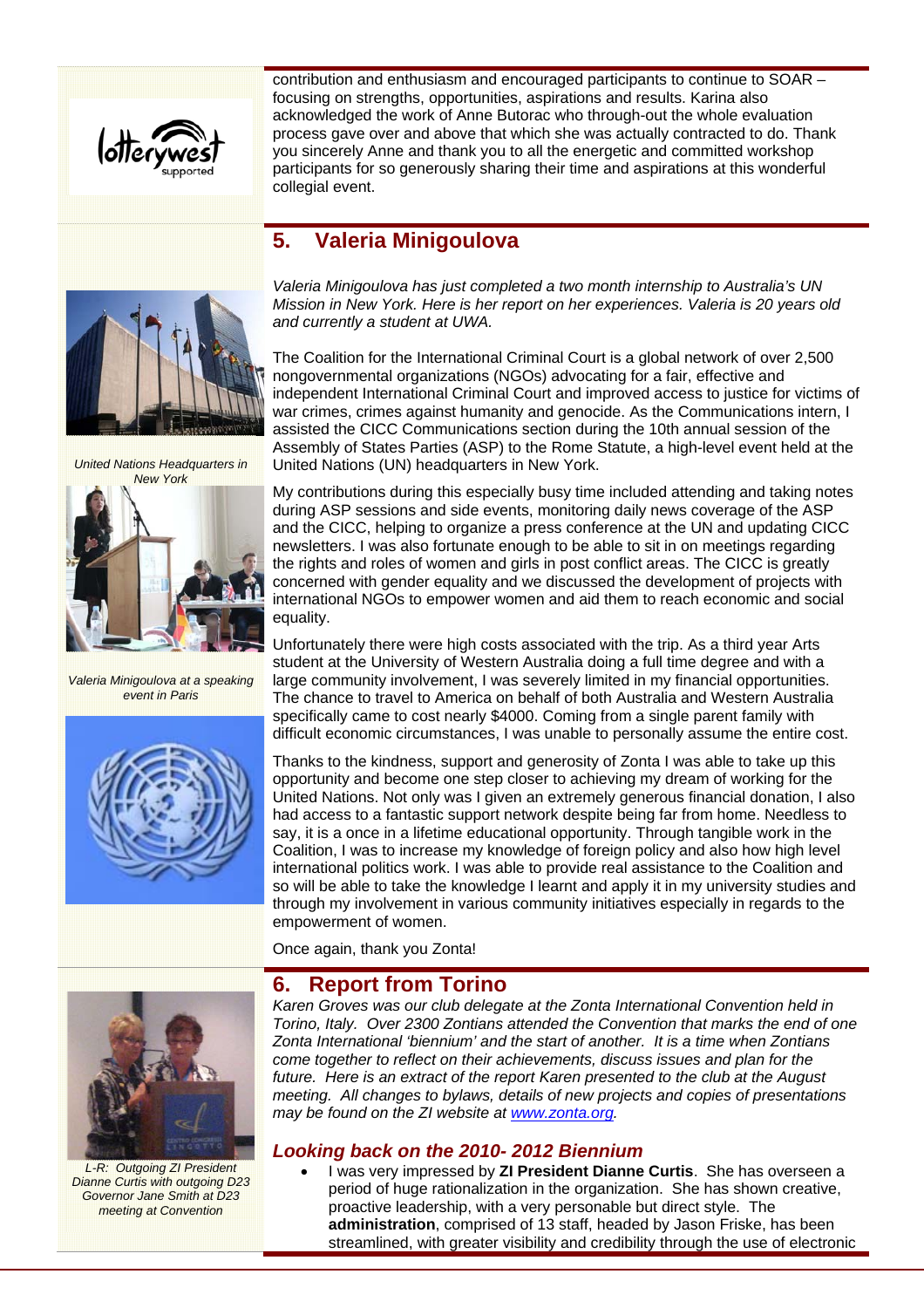contribution and enthusiasm and encouraged participants to continue to SOAR – focusing on strengths, opportunities, aspirations and results. Karina also acknowledged the work of Anne Butorac who through-out the whole evaluation process gave over and above that which she was actually contracted to do. Thank you sincerely Anne and thank you to all the energetic and committed workshop participants for so generously sharing their time and aspirations at this wonderful collegial event.

## 5. Valeria Minigoulova

*Valeria Minigoulova has just completed a two month internship to Australia's UN Mission in New York. Here is her report on her experiences. Valeria is 20 years old and currently a student at UWA.*

United Nations Headquarters in New York

Valeria Minigoulova at a speaking event in Paris

The Coalition for the International Criminal Court is a global network of over 2,500 nongovernmental organizations (NGOs) advocating for a fair, effective and independent International Criminal Court and improved access to justice for victims of war crimes, crimes against humanity and genocide. As the Communications intern, I assisted the CICC Communications section during the 10th annual session of the Assembly of States Parties (ASP) to the Rome Statute, a high-level event held at the United Nations (UN) headquarters in New York.

My contributions during this especially busy time included attending and taking notes during ASP sessions and side events, monitoring daily news coverage of the ASP and the CICC, helping to organize a press conference at the UN and updating CICC newsletters. I was also fortunate enough to be able to sit in on meetings regarding the rights and roles of women and girls in post conflict areas. The CICC is greatly concerned with gender equality and we discussed the development of projects with international NGOs to empower women and aid them to reach economic and social equality.

Unfortunately there were high costs associated with the trip. As a third year Arts student at the University of Western Australia doing a full time degree and with a large community involvement, I was severely limited in my financial opportunities. The chance to travel to America on behalf of both Australia and Western Australia specifically came to cost nearly $4000. Coming from a single parent family with difficult economic circumstances, I was unable to personally assume the entire cost.

Thanks to the kindness, support and generosity of Zonta I was able to take up this opportunity and become one step closer to achieving my dream of working for the United Nations. Not only was I given an extremely generous financial donation, I also had access to a fantastic support network despite being far from home. Needless to say, it is a once in a lifetime educational opportunity. Through tangible work in the Coalition, I was to increase my knowledge of foreign policy and also how high level international politics work. I was able to provide real assistance to the Coalition and so will be able to take the knowledge I learnt and apply it in my university studies and through my involvement in various community initiatives especially in regards to the empowerment of women.

Once again, thank you Zonta!

## 6. Report from Torino

*Karen Groves was our club delegate at the Zonta International Convention held in Torino, Italy. Over 2300 Zontians attended the Convention that marks the end of one Zonta International 'biennium' and the start of another. It is a time when Zontians come together to reflect on their achievements, discuss issues and plan for the future. Here is an extract of the report Karen presented to the club at the August meeting. All changes to bylaws, details of new projects and copies of presentations may be found on the ZI website at [www.zonta.org](www.zonta.org).*

L-R: Outgoing ZI President Dianne Curtis with outgoing D23 Governor Jane Smith at D23 meeting at Convention

### *Looking back on the 2010- 2012 Biennium*

- I was very impressed by **ZI President Dianne Curtis**. She has overseen a period of huge rationalization in the organization. She has shown creative, proactive leadership, with a very personable but direct style. The **administration**, comprised of 13 staff, headed by Jason Friske, has been streamlined, with greater visibility and credibility through the use of electronic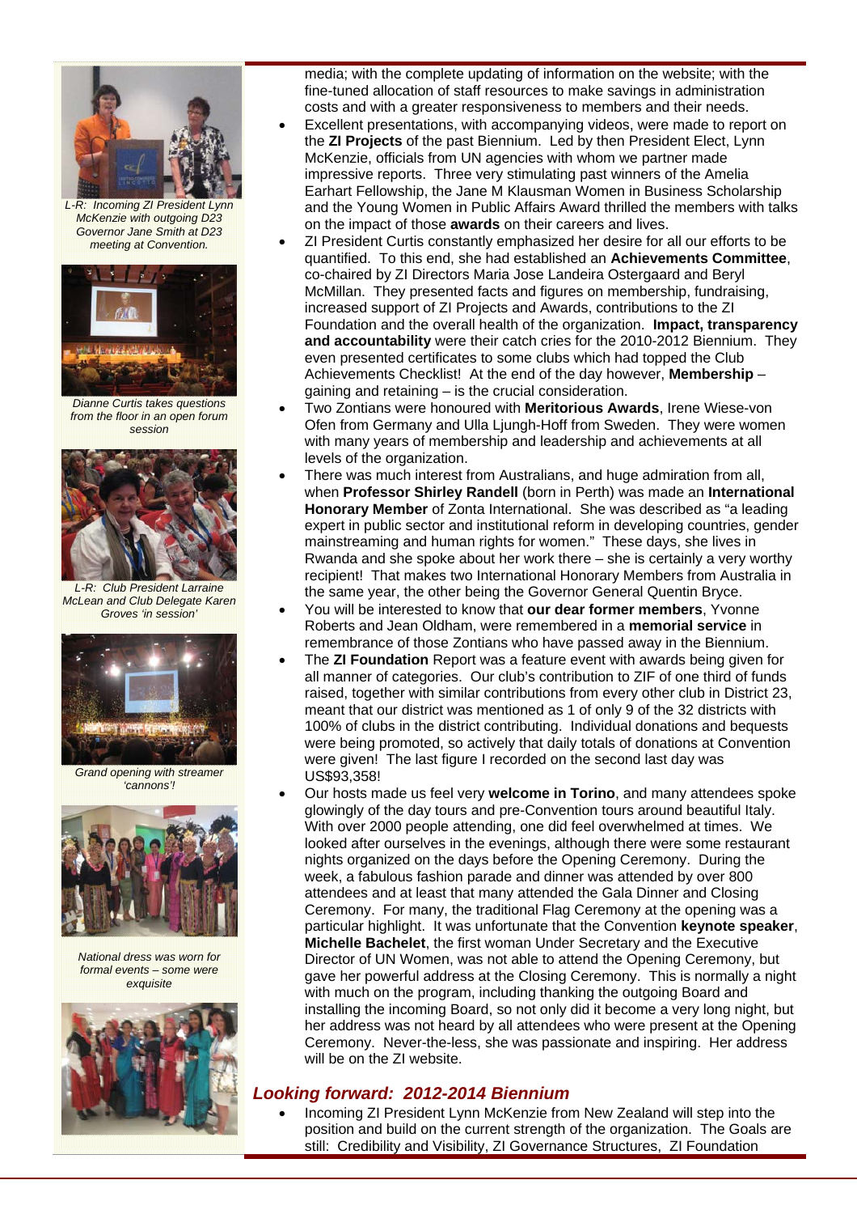L-R: Incoming ZI President Lynn McKenzie with outgoing D23 Governor Jane Smith at D23 meeting at Convention.

Dianne Curtis takes questions from the floor in an open forum session

L-R: Club President Larraine McLean and Club Delegate Karen Groves 'in session'

Grand opening with streamer 'cannons'!

National dress was worn for formal events – some were exquisite

media; with the complete updating of information on the website; with the fine-tuned allocation of staff resources to make savings in administration costs and with a greater responsiveness to members and their needs.

- Excellent presentations, with accompanying videos, were made to report on the **ZI Projects** of the past Biennium. Led by then President Elect, Lynn McKenzie, officials from UN agencies with whom we partner made impressive reports. Three very stimulating past winners of the Amelia Earhart Fellowship, the Jane M Klausman Women in Business Scholarship and the Young Women in Public Affairs Award thrilled the members with talks on the impact of those **awards** on their careers and lives.
- ZI President Curtis constantly emphasized her desire for all our efforts to be quantified. To this end, she had established an **Achievements Committee**, co-chaired by ZI Directors Maria Jose Landeira Ostergaard and Beryl McMillan. They presented facts and figures on membership, fundraising, increased support of ZI Projects and Awards, contributions to the ZI Foundation and the overall health of the organization. **Impact, transparency and accountability** were their catch cries for the 2010-2012 Biennium. They even presented certificates to some clubs which had topped the Club Achievements Checklist! At the end of the day however, **Membership** – gaining and retaining – is the crucial consideration.
- Two Zontians were honoured with **Meritorious Awards**, Irene Wiese-von Ofen from Germany and Ulla Ljungh-Hoff from Sweden. They were women with many years of membership and leadership and achievements at all levels of the organization.
- There was much interest from Australians, and huge admiration from all, when **Professor Shirley Randell** (born in Perth) was made an **International Honorary Member** of Zonta International. She was described as "a leading expert in public sector and institutional reform in developing countries, gender mainstreaming and human rights for women." These days, she lives in Rwanda and she spoke about her work there – she is certainly a very worthy recipient! That makes two International Honorary Members from Australia in the same year, the other being the Governor General Quentin Bryce.
- You will be interested to know that **our dear former members**, Yvonne Roberts and Jean Oldham, were remembered in a **memorial service** in remembrance of those Zontians who have passed away in the Biennium.
- The **ZI Foundation** Report was a feature event with awards being given for all manner of categories. Our club's contribution to ZIF of one third of funds raised, together with similar contributions from every other club in District 23, meant that our district was mentioned as 1 of only 9 of the 32 districts with 100% of clubs in the district contributing. Individual donations and bequests were being promoted, so actively that daily totals of donations at Convention were given! The last figure I recorded on the second last day was US$93,358!
- Our hosts made us feel very **welcome in Torino**, and many attendees spoke glowingly of the day tours and pre-Convention tours around beautiful Italy. With over 2000 people attending, one did feel overwhelmed at times. We looked after ourselves in the evenings, although there were some restaurant nights organized on the days before the Opening Ceremony. During the week, a fabulous fashion parade and dinner was attended by over 800 attendees and at least that many attended the Gala Dinner and Closing Ceremony. For many, the traditional Flag Ceremony at the opening was a particular highlight. It was unfortunate that the Convention **keynote speaker**, **Michelle Bachelet**, the first woman Under Secretary and the Executive Director of UN Women, was not able to attend the Opening Ceremony, but gave her powerful address at the Closing Ceremony. This is normally a night with much on the program, including thanking the outgoing Board and installing the incoming Board, so not only did it become a very long night, but her address was not heard by all attendees who were present at the Opening Ceremony. Never-the-less, she was passionate and inspiring. Her address will be on the ZI website.

## *Looking forward: 2012-2014 Biennium*

- Incoming ZI President Lynn McKenzie from New Zealand will step into the position and build on the current strength of the organization. The Goals are still: Credibility and Visibility, ZI Governance Structures, ZI Foundation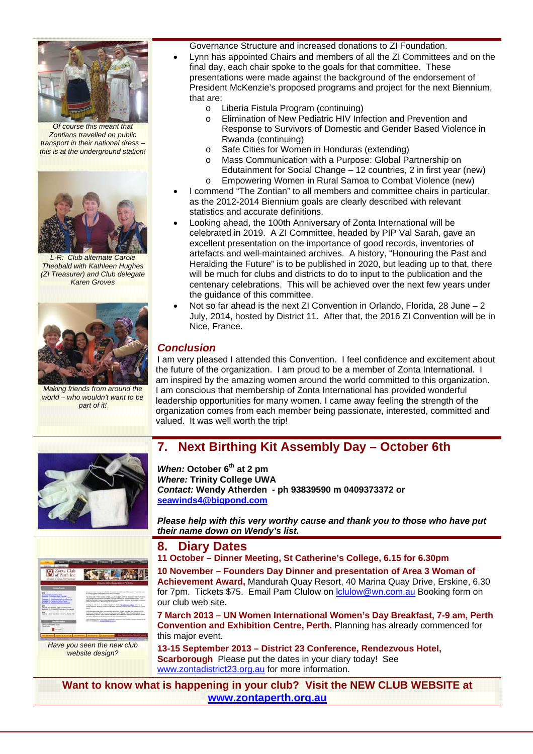Of course this meant that Zontians travelled on public transport in their national dress – this is at the underground station!

L-R: Club alternate Carole Theobald with Kathleen Hughes (ZI Treasurer) and Club delegate Karen Groves

Making friends from around the world – who wouldn't want to be part of it!

Governance Structure and increased donations to ZI Foundation.

- Lynn has appointed Chairs and members of all the ZI Committees and on the final day, each chair spoke to the goals for that committee. These presentations were made against the background of the endorsement of President McKenzie's proposed programs and project for the next Biennium, that are:
  - Liberia Fistula Program (continuing)
  - Elimination of New Pediatric HIV Infection and Prevention and Response to Survivors of Domestic and Gender Based Violence in Rwanda (continuing)
  - Safe Cities for Women in Honduras (extending)
  - Mass Communication with a Purpose: Global Partnership on Edutainment for Social Change – 12 countries, 2 in first year (new)
  - Empowering Women in Rural Samoa to Combat Violence (new)
- I commend "The Zontian" to all members and committee chairs in particular, as the 2012-2014 Biennium goals are clearly described with relevant statistics and accurate definitions.
- Looking ahead, the 100th Anniversary of Zonta International will be celebrated in 2019. A ZI Committee, headed by PIP Val Sarah, gave an excellent presentation on the importance of good records, inventories of artefacts and well-maintained archives. A history, "Honouring the Past and Heralding the Future" is to be published in 2020, but leading up to that, there will be much for clubs and districts to do to input to the publication and the centenary celebrations. This will be achieved over the next few years under the guidance of this committee.
- Not so far ahead is the next ZI Convention in Orlando, Florida, 28 June – 2 July, 2014, hosted by District 11. After that, the 2016 ZI Convention will be in Nice, France.

### *Conclusion*

I am very pleased I attended this Convention. I feel confidence and excitement about the future of the organization. I am proud to be a member of Zonta International. I am inspired by the amazing women around the world committed to this organization. I am conscious that membership of Zonta International has provided wonderful leadership opportunities for many women. I came away feeling the strength of the organization comes from each member being passionate, interested, committed and valued. It was well worth the trip!

## 7. Next Birthing Kit Assembly Day – October 6th

***When:* October 6th at 2 pm**
***Where:* Trinity College UWA**
***Contact:* Wendy Atherden - ph 93839590 m 0409373372 or seawinds4@bigpond.com**

***Please help with this very worthy cause and thank you to those who have put their name down on Wendy's list.***

## 8. Diary Dates

**11 October – Dinner Meeting, St Catherine's College, 6.15 for 6.30pm**

**10 November – Founders Day Dinner and presentation of Area 3 Woman of Achievement Award,** Mandurah Quay Resort, 40 Marina Quay Drive, Erskine, 6.30 for 7pm. Tickets $75. Email Pam Clulow on lclulow@wn.com.au Booking form on our club web site.

**7 March 2013 – UN Women International Women's Day Breakfast, 7-9 am, Perth Convention and Exhibition Centre, Perth.** Planning has already commenced for this major event.

**13-15 September 2013 – District 23 Conference, Rendezvous Hotel, Scarborough** Please put the dates in your diary today! See www.zontadistrict23.org.au for more information.

Have you seen the new club website design?

**Want to know what is happening in your club? Visit the NEW CLUB WEBSITE at www.zontaperth.org.au**